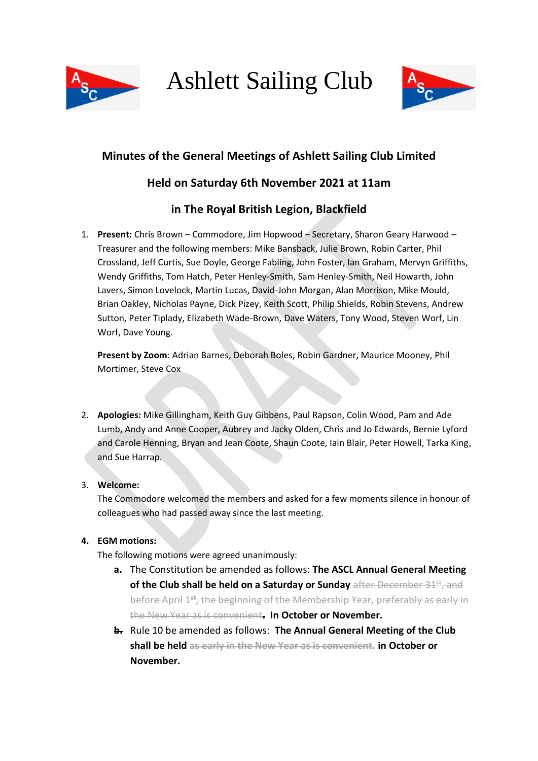# Ashlett Sailing Club

## Minutes of the General Meetings of Ashlett Sailing Club Limited

## Held on Saturday 6th November 2021 at 11am

## in The Royal British Legion, Blackfield

1. **Present:** Chris Brown – Commodore, Jim Hopwood – Secretary, Sharon Geary Harwood – Treasurer and the following members: Mike Bansback, Julie Brown, Robin Carter, Phil Crossland, Jeff Curtis, Sue Doyle, George Fabling, John Foster, Ian Graham, Mervyn Griffiths, Wendy Griffiths, Tom Hatch, Peter Henley-Smith, Sam Henley-Smith, Neil Howarth, John Lavers, Simon Lovelock, Martin Lucas, David-John Morgan, Alan Morrison, Mike Mould, Brian Oakley, Nicholas Payne, Dick Pizey, Keith Scott, Philip Shields, Robin Stevens, Andrew Sutton, Peter Tiplady, Elizabeth Wade-Brown, Dave Waters, Tony Wood, Steven Worf, Lin Worf, Dave Young.

   **Present by Zoom**: Adrian Barnes, Deborah Boles, Robin Gardner, Maurice Mooney, Phil Mortimer, Steve Cox

2. **Apologies:** Mike Gillingham, Keith Guy Gibbens, Paul Rapson, Colin Wood, Pam and Ade Lumb, Andy and Anne Cooper, Aubrey and Jacky Olden, Chris and Jo Edwards, Bernie Lyford and Carole Henning, Bryan and Jean Coote, Shaun Coote, Iain Blair, Peter Howell, Tarka King, and Sue Harrap.

3. **Welcome:**
   The Commodore welcomed the members and asked for a few moments silence in honour of colleagues who had passed away since the last meeting.

4. **EGM motions:**
   The following motions were agreed unanimously:
   a. The Constitution be amended as follows: **The ASCL Annual General Meeting of the Club shall be held on a Saturday or Sunday** ~~after December 31st, and before April 1st, the beginning of the Membership Year, preferably as early in the New Year as is convenient~~**.** **In October or November.**
   b. Rule 10 be amended as follows: **The Annual General Meeting of the Club shall be held** ~~as early in the New Year as is convenient.~~ **in October or November.**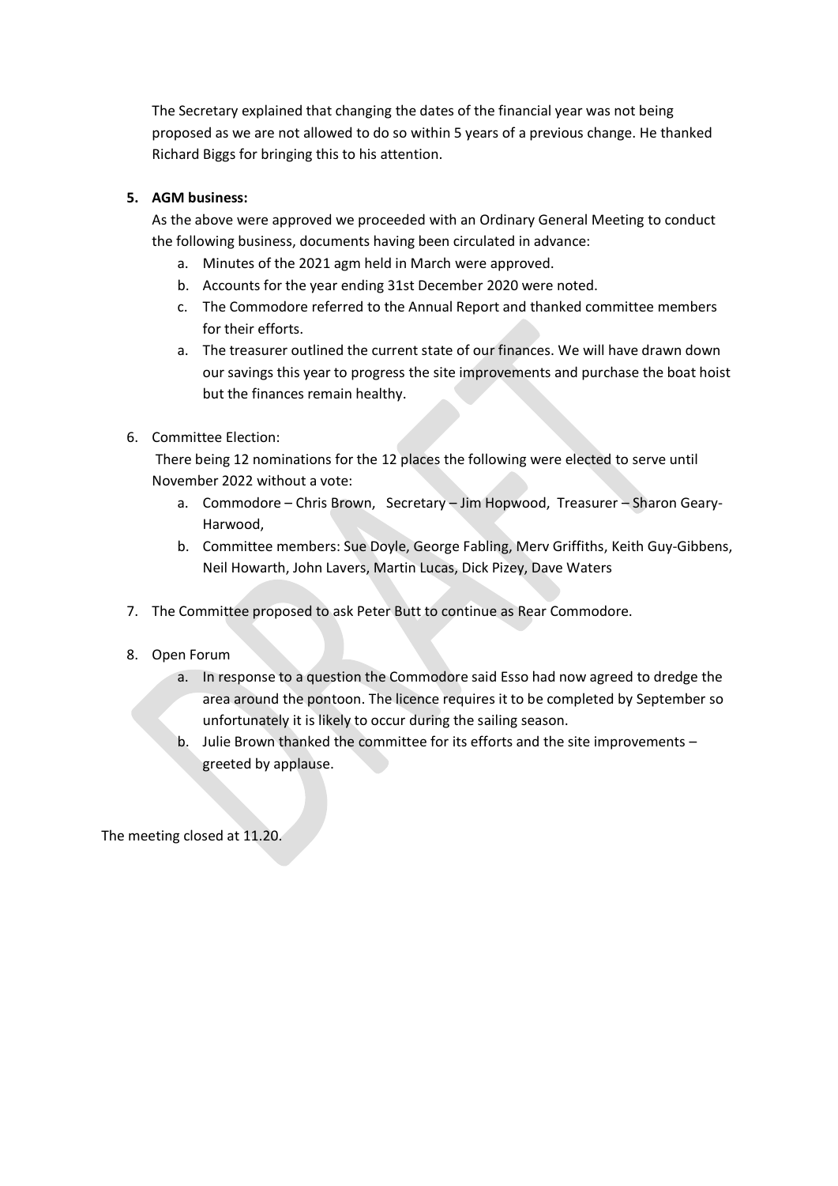The Secretary explained that changing the dates of the financial year was not being proposed as we are not allowed to do so within 5 years of a previous change. He thanked Richard Biggs for bringing this to his attention.

5. **AGM business:**

   As the above were approved we proceeded with an Ordinary General Meeting to conduct the following business, documents having been circulated in advance:

   a. Minutes of the 2021 agm held in March were approved.
   b. Accounts for the year ending 31st December 2020 were noted.
   c. The Commodore referred to the Annual Report and thanked committee members for their efforts.
   a. The treasurer outlined the current state of our finances. We will have drawn down our savings this year to progress the site improvements and purchase the boat hoist but the finances remain healthy.

6. Committee Election:

   There being 12 nominations for the 12 places the following were elected to serve until November 2022 without a vote:

   a. Commodore – Chris Brown, Secretary – Jim Hopwood, Treasurer – Sharon Geary-Harwood,
   b. Committee members: Sue Doyle, George Fabling, Merv Griffiths, Keith Guy-Gibbens, Neil Howarth, John Lavers, Martin Lucas, Dick Pizey, Dave Waters

7. The Committee proposed to ask Peter Butt to continue as Rear Commodore.

8. Open Forum

   a. In response to a question the Commodore said Esso had now agreed to dredge the area around the pontoon. The licence requires it to be completed by September so unfortunately it is likely to occur during the sailing season.
   b. Julie Brown thanked the committee for its efforts and the site improvements – greeted by applause.

The meeting closed at 11.20.